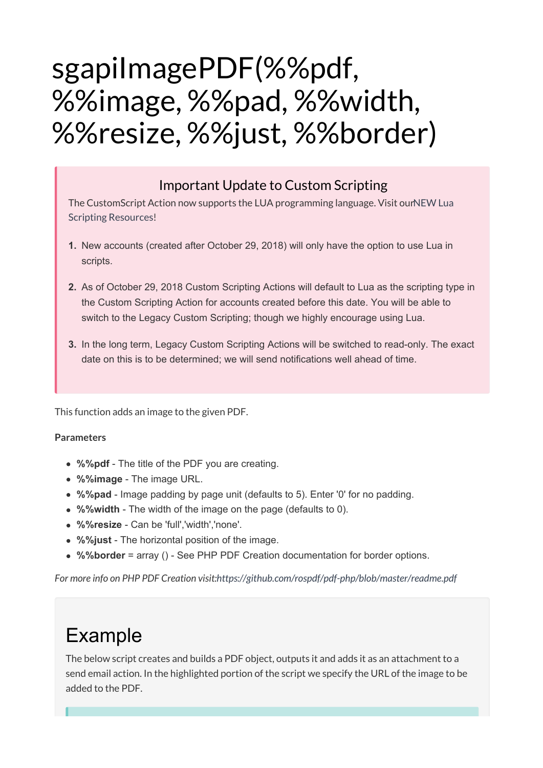# sgapiImagePDF(%%pdf, %%image, %%pad, %%width, %%resize, %%just, %%border)

### Important Update to Custom Scripting

The CustomScript Action now supports the LUA programming language. Visit ourNEW Lua Scripting Resources!

1. New accounts (created after October 29, 2018) will only have the option to use Lua in scripts.
2. As of October 29, 2018 Custom Scripting Actions will default to Lua as the scripting type in the Custom Scripting Action for accounts created before this date. You will be able to switch to the Legacy Custom Scripting; though we highly encourage using Lua.
3. In the long term, Legacy Custom Scripting Actions will be switched to read-only. The exact date on this is to be determined; we will send notifications well ahead of time.

This function adds an image to the given PDF.

**Parameters**

- **%%pdf** - The title of the PDF you are creating.
- **%%image** - The image URL.
- **%%pad** - Image padding by page unit (defaults to 5). Enter '0' for no padding.
- **%%width** - The width of the image on the page (defaults to 0).
- **%%resize** - Can be 'full','width','none'.
- **%%just** - The horizontal position of the image.
- **%%border** = array () - See PHP PDF Creation documentation for border options.

*For more info on PHP PDF Creation visit:https://github.com/rospdf/pdf-php/blob/master/readme.pdf*

## Example

The below script creates and builds a PDF object, outputs it and adds it as an attachment to a send email action. In the highlighted portion of the script we specify the URL of the image to be added to the PDF.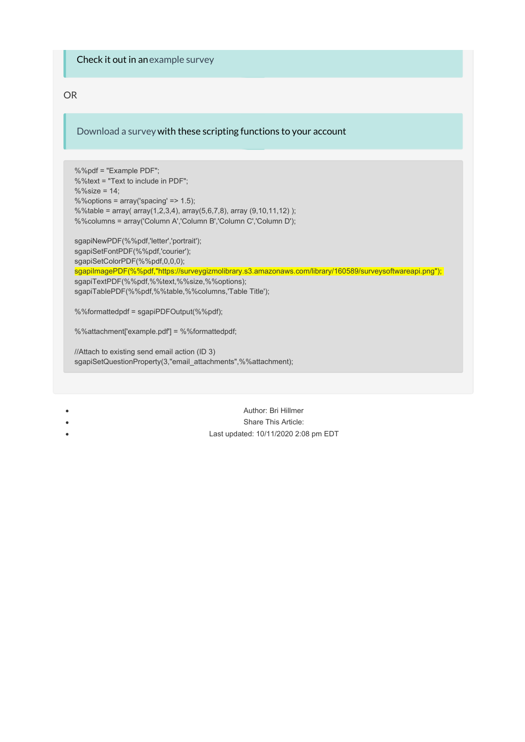Check it out in an example survey

OR

Download a survey with these scripting functions to your account

```
%%pdf = "Example PDF";
%%text = "Text to include in PDF";
%%size = 14;
%%options = array('spacing' => 1.5);
%%table = array( array(1,2,3,4), array(5,6,7,8), array (9,10,11,12) );
%%columns = array('Column A','Column B','Column C','Column D');

sgapiNewPDF(%%pdf,'letter','portrait');
sgapiSetFontPDF(%%pdf,'courier');
sgapiSetColorPDF(%%pdf,0,0,0);
sgapiImagePDF(%%pdf,"https://surveygizmolibrary.s3.amazonaws.com/library/160589/surveysoftwareapi.png");
sgapiTextPDF(%%pdf,%%text,%%size,%%options);
sgapiTablePDF(%%pdf,%%table,%%columns,'Table Title');

%%formattedpdf = sgapiPDFOutput(%%pdf);

%%attachment['example.pdf'] = %%formattedpdf;

//Attach to existing send email action (ID 3)
sgapiSetQuestionProperty(3,"email_attachments",%%attachment);
```

- Author: Bri Hillmer
- Share This Article:
- Last updated: 10/11/2020 2:08 pm EDT